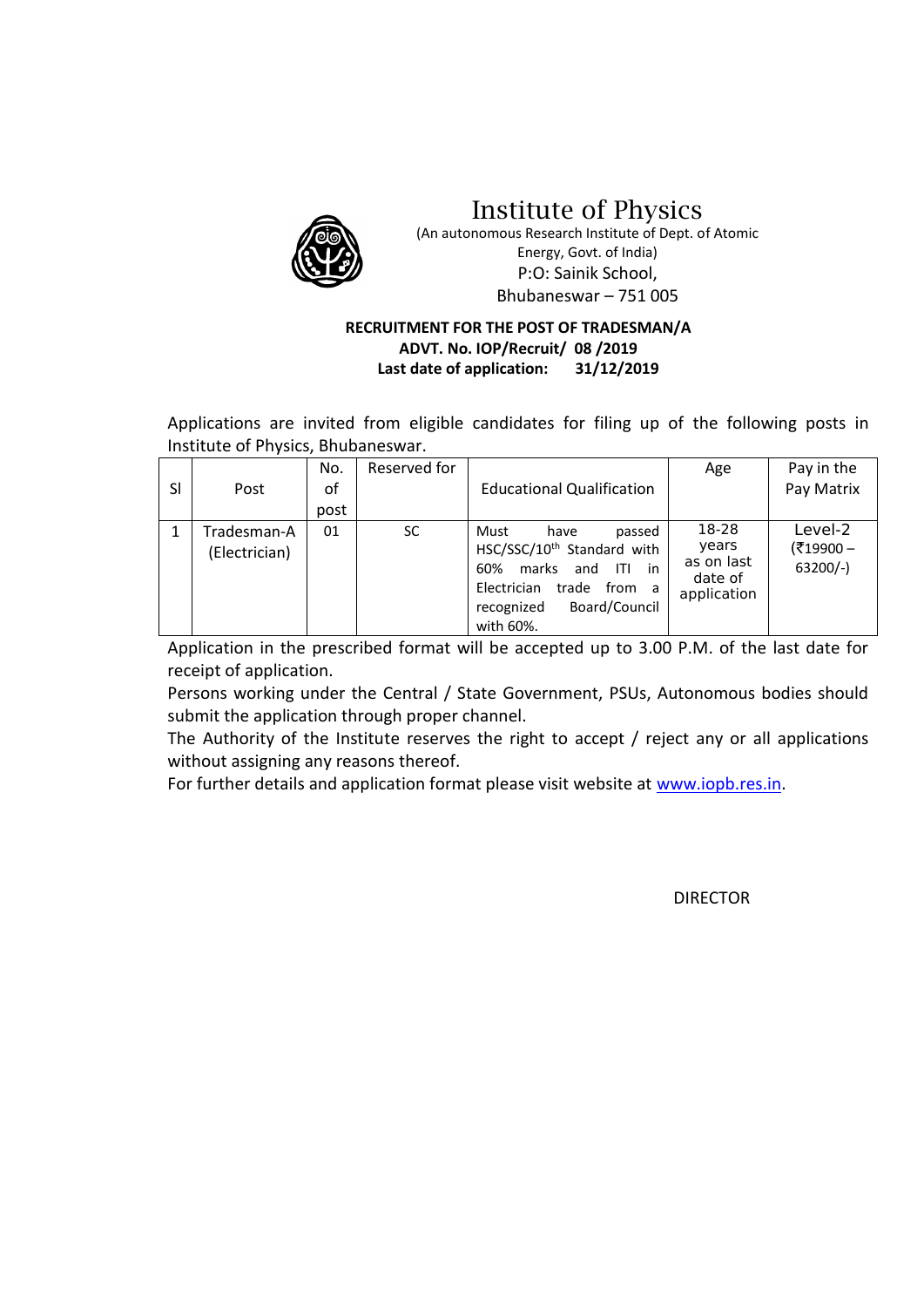# Institute of Physics

(An autonomous Research Institute of Dept. of Atomic Energy, Govt. of India)
P:O: Sainik School,
Bhubaneswar – 751 005

**RECRUITMENT FOR THE POST OF TRADESMAN/A**
**ADVT. No. IOP/Recruit/ 08 /2019**
**Last date of application: 31/12/2019**

Applications are invited from eligible candidates for filing up of the following posts in Institute of Physics, Bhubaneswar.

| Sl | Post | No. of post | Reserved for | Educational Qualification | Age | Pay in the Pay Matrix |
|---|---|---|---|---|---|---|
| 1 | Tradesman-A (Electrician) | 01 | SC | Must have passed HSC/SSC/10th Standard with 60% marks and ITI in Electrician trade from a recognized Board/Council with 60%. | 18-28 years as on last date of application | Level-2 (₹19900 – 63200/-) |

Application in the prescribed format will be accepted up to 3.00 P.M. of the last date for receipt of application.

Persons working under the Central / State Government, PSUs, Autonomous bodies should submit the application through proper channel.

The Authority of the Institute reserves the right to accept / reject any or all applications without assigning any reasons thereof.

For further details and application format please visit website at www.iopb.res.in.

DIRECTOR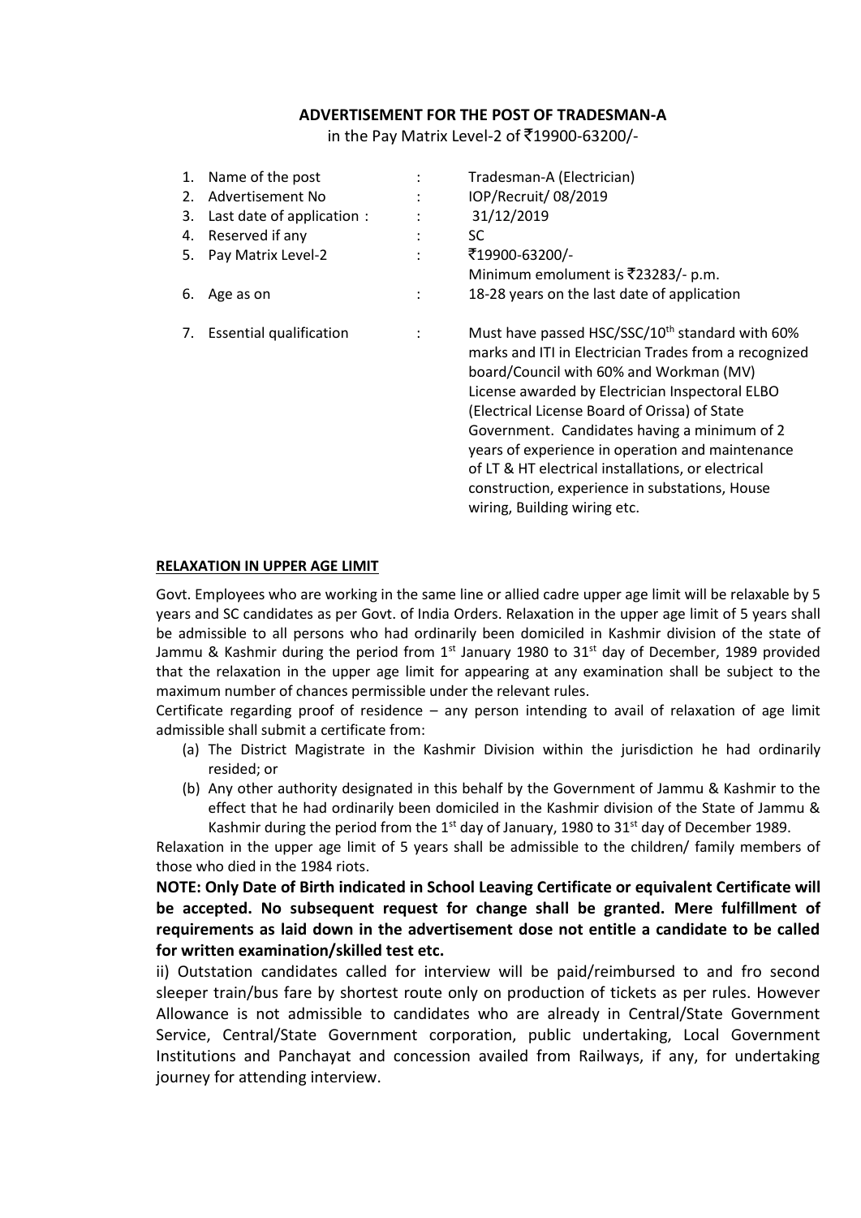**ADVERTISEMENT FOR THE POST OF TRADESMAN-A**

in the Pay Matrix Level-2 of ₹19900-63200/-

| | | | |
|---|---|---|---|
| 1. | Name of the post | : | Tradesman-A (Electrician) |
| 2. | Advertisement No | : | IOP/Recruit/ 08/2019 |
| 3. | Last date of application : | : | 31/12/2019 |
| 4. | Reserved if any | : | SC |
| 5. | Pay Matrix Level-2 | : | ₹19900-63200/- Minimum emolument is ₹23283/- p.m. |
| 6. | Age as on | : | 18-28 years on the last date of application |
| 7. | Essential qualification | : | Must have passed HSC/SSC/10th standard with 60% marks and ITI in Electrician Trades from a recognized board/Council with 60% and Workman (MV) License awarded by Electrician Inspectoral ELBO (Electrical License Board of Orissa) of State Government. Candidates having a minimum of 2 years of experience in operation and maintenance of LT & HT electrical installations, or electrical construction, experience in substations, House wiring, Building wiring etc. |

**RELAXATION IN UPPER AGE LIMIT**

Govt. Employees who are working in the same line or allied cadre upper age limit will be relaxable by 5 years and SC candidates as per Govt. of India Orders. Relaxation in the upper age limit of 5 years shall be admissible to all persons who had ordinarily been domiciled in Kashmir division of the state of Jammu & Kashmir during the period from 1st January 1980 to 31st day of December, 1989 provided that the relaxation in the upper age limit for appearing at any examination shall be subject to the maximum number of chances permissible under the relevant rules.

Certificate regarding proof of residence – any person intending to avail of relaxation of age limit admissible shall submit a certificate from:

(a) The District Magistrate in the Kashmir Division within the jurisdiction he had ordinarily resided; or
(b) Any other authority designated in this behalf by the Government of Jammu & Kashmir to the effect that he had ordinarily been domiciled in the Kashmir division of the State of Jammu & Kashmir during the period from the 1st day of January, 1980 to 31st day of December 1989.

Relaxation in the upper age limit of 5 years shall be admissible to the children/ family members of those who died in the 1984 riots.

**NOTE: Only Date of Birth indicated in School Leaving Certificate or equivalent Certificate will be accepted. No subsequent request for change shall be granted. Mere fulfillment of requirements as laid down in the advertisement dose not entitle a candidate to be called for written examination/skilled test etc.**

ii) Outstation candidates called for interview will be paid/reimbursed to and fro second sleeper train/bus fare by shortest route only on production of tickets as per rules. However Allowance is not admissible to candidates who are already in Central/State Government Service, Central/State Government corporation, public undertaking, Local Government Institutions and Panchayat and concession availed from Railways, if any, for undertaking journey for attending interview.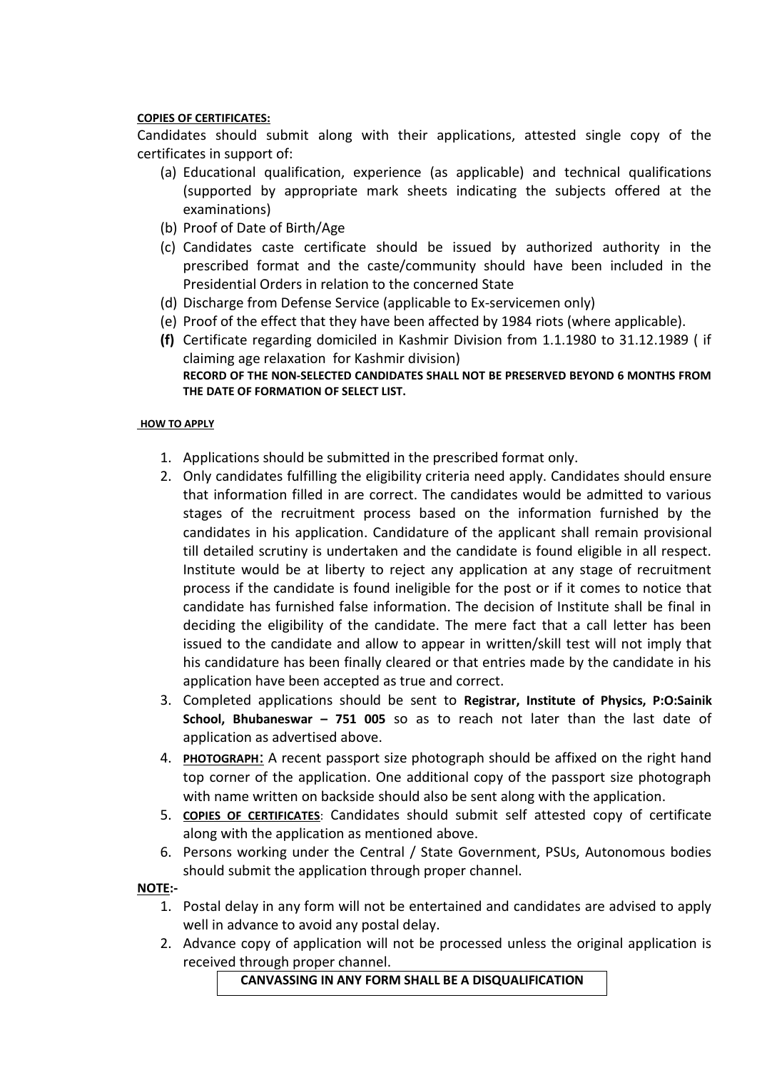**COPIES OF CERTIFICATES:**

Candidates should submit along with their applications, attested single copy of the certificates in support of:

(a) Educational qualification, experience (as applicable) and technical qualifications (supported by appropriate mark sheets indicating the subjects offered at the examinations)

(b) Proof of Date of Birth/Age

(c) Candidates caste certificate should be issued by authorized authority in the prescribed format and the caste/community should have been included in the Presidential Orders in relation to the concerned State

(d) Discharge from Defense Service (applicable to Ex-servicemen only)

(e) Proof of the effect that they have been affected by 1984 riots (where applicable).

**(f)** Certificate regarding domiciled in Kashmir Division from 1.1.1980 to 31.12.1989 ( if claiming age relaxation for Kashmir division)

**RECORD OF THE NON-SELECTED CANDIDATES SHALL NOT BE PRESERVED BEYOND 6 MONTHS FROM THE DATE OF FORMATION OF SELECT LIST.**

**HOW TO APPLY**

1. Applications should be submitted in the prescribed format only.
2. Only candidates fulfilling the eligibility criteria need apply. Candidates should ensure that information filled in are correct. The candidates would be admitted to various stages of the recruitment process based on the information furnished by the candidates in his application. Candidature of the applicant shall remain provisional till detailed scrutiny is undertaken and the candidate is found eligible in all respect. Institute would be at liberty to reject any application at any stage of recruitment process if the candidate is found ineligible for the post or if it comes to notice that candidate has furnished false information. The decision of Institute shall be final in deciding the eligibility of the candidate. The mere fact that a call letter has been issued to the candidate and allow to appear in written/skill test will not imply that his candidature has been finally cleared or that entries made by the candidate in his application have been accepted as true and correct.
3. Completed applications should be sent to **Registrar, Institute of Physics, P:O:Sainik School, Bhubaneswar – 751 005** so as to reach not later than the last date of application as advertised above.
4. **PHOTOGRAPH**: A recent passport size photograph should be affixed on the right hand top corner of the application. One additional copy of the passport size photograph with name written on backside should also be sent along with the application.
5. **COPIES OF CERTIFICATES**: Candidates should submit self attested copy of certificate along with the application as mentioned above.
6. Persons working under the Central / State Government, PSUs, Autonomous bodies should submit the application through proper channel.

**NOTE:-**

1. Postal delay in any form will not be entertained and candidates are advised to apply well in advance to avoid any postal delay.
2. Advance copy of application will not be processed unless the original application is received through proper channel.

**CANVASSING IN ANY FORM SHALL BE A DISQUALIFICATION**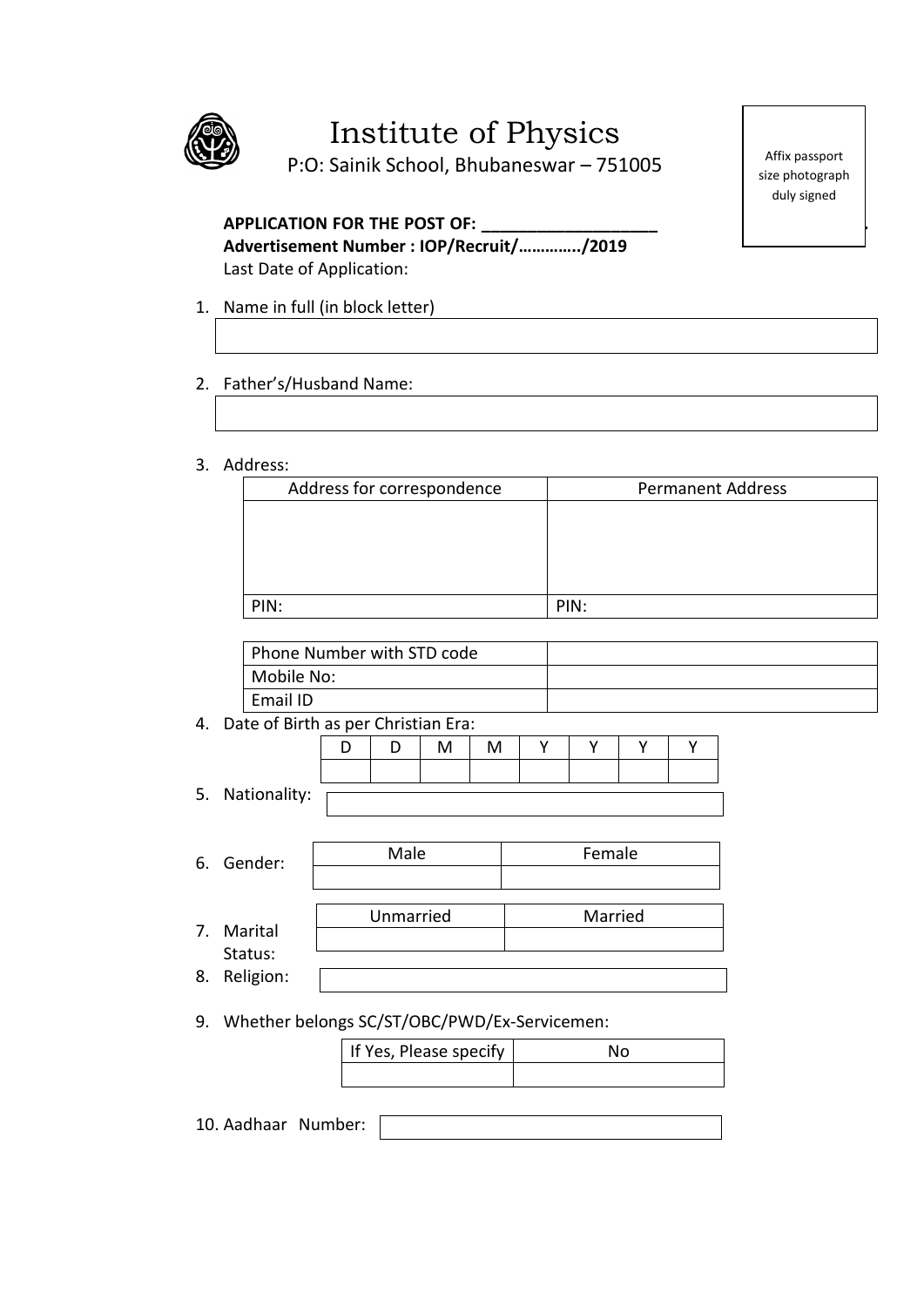# Institute of Physics

P:O: Sainik School, Bhubaneswar – 751005

Affix passport size photograph duly signed

**APPLICATION FOR THE POST OF: ___________________**
**Advertisement Number : IOP/Recruit/…………./2019**
Last Date of Application:

1. Name in full (in block letter)

| |
|---|
| |

2. Father's/Husband Name:

| |
|---|
| |

3. Address:

| Address for correspondence | Permanent Address |
|---|---|
| | |
| PIN: | PIN: |

| | |
|---|---|
| Phone Number with STD code | |
| Mobile No: | |
| Email ID | |

4. Date of Birth as per Christian Era:

| D | D | M | M | Y | Y | Y | Y |
|---|---|---|---|---|---|---|---|
| | | | | | | | |

5. Nationality:

| |
|---|
| |

6. Gender:

| Male | Female |
|---|---|
| | |

7. Marital Status:

| Unmarried | Married |
|---|---|
| | |

8. Religion:

| |
|---|
| |

9. Whether belongs SC/ST/OBC/PWD/Ex-Servicemen:

| If Yes, Please specify | No |
|---|---|
| | |

10. Aadhaar Number:

| |
|---|
| |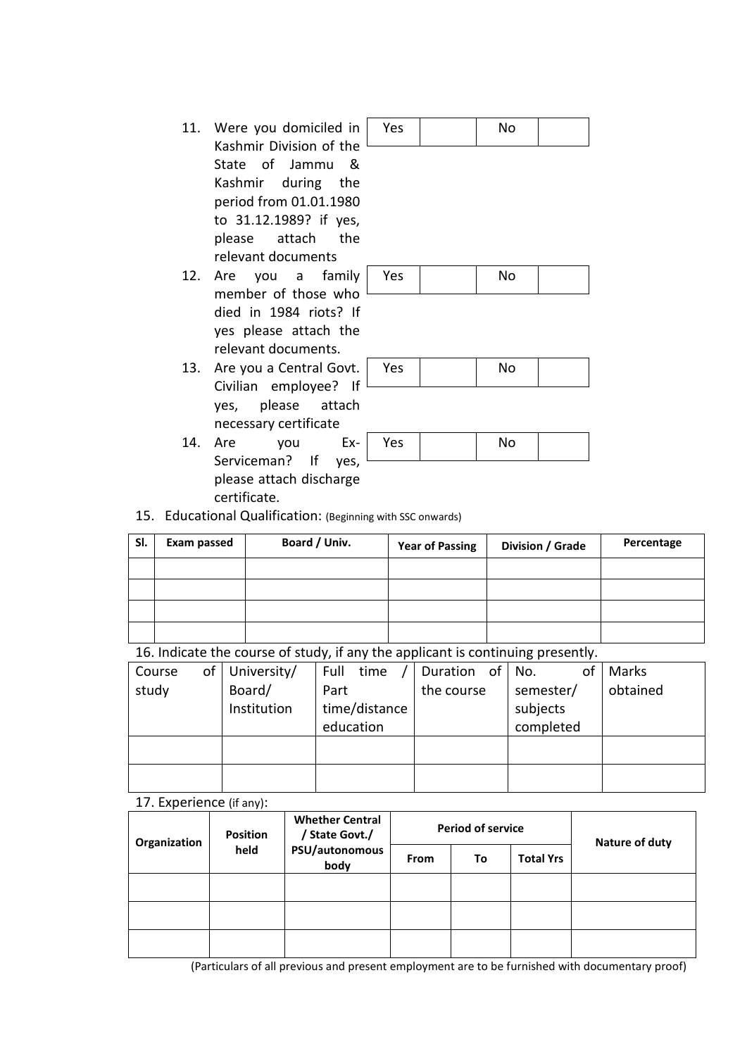11. Were you domiciled in Kashmir Division of the State of Jammu & Kashmir during the period from 01.01.1980 to 31.12.1989? if yes, please attach the relevant documents

| Yes | | No | |
|---|---|---|---|

12. Are you a family member of those who died in 1984 riots? If yes please attach the relevant documents.

| Yes | | No | |
|---|---|---|---|

13. Are you a Central Govt. Civilian employee? If yes, please attach necessary certificate

| Yes | | No | |
|---|---|---|---|

14. Are you Ex-Serviceman? If yes, please attach discharge certificate.

| Yes | | No | |
|---|---|---|---|

15. Educational Qualification: (Beginning with SSC onwards)

| Sl. | Exam passed | Board / Univ. | Year of Passing | Division / Grade | Percentage |
|---|---|---|---|---|---|
| | | | | | |
| | | | | | |
| | | | | | |
| | | | | | |

16. Indicate the course of study, if any the applicant is continuing presently.

| Course of study | University/ Board/ Institution | Full time / Part time/distance education | Duration of the course | No. of semester/ subjects completed | Marks obtained |
|---|---|---|---|---|---|
| | | | | | |
| | | | | | |

17. Experience (if any):

| Organization | Position held | Whether Central / State Govt./ PSU/autonomous body | Period of service | | | Nature of duty |
|---|---|---|---|---|---|---|
| | | | From | To | Total Yrs | |
| | | | | | | |
| | | | | | | |
| | | | | | | |

(Particulars of all previous and present employment are to be furnished with documentary proof)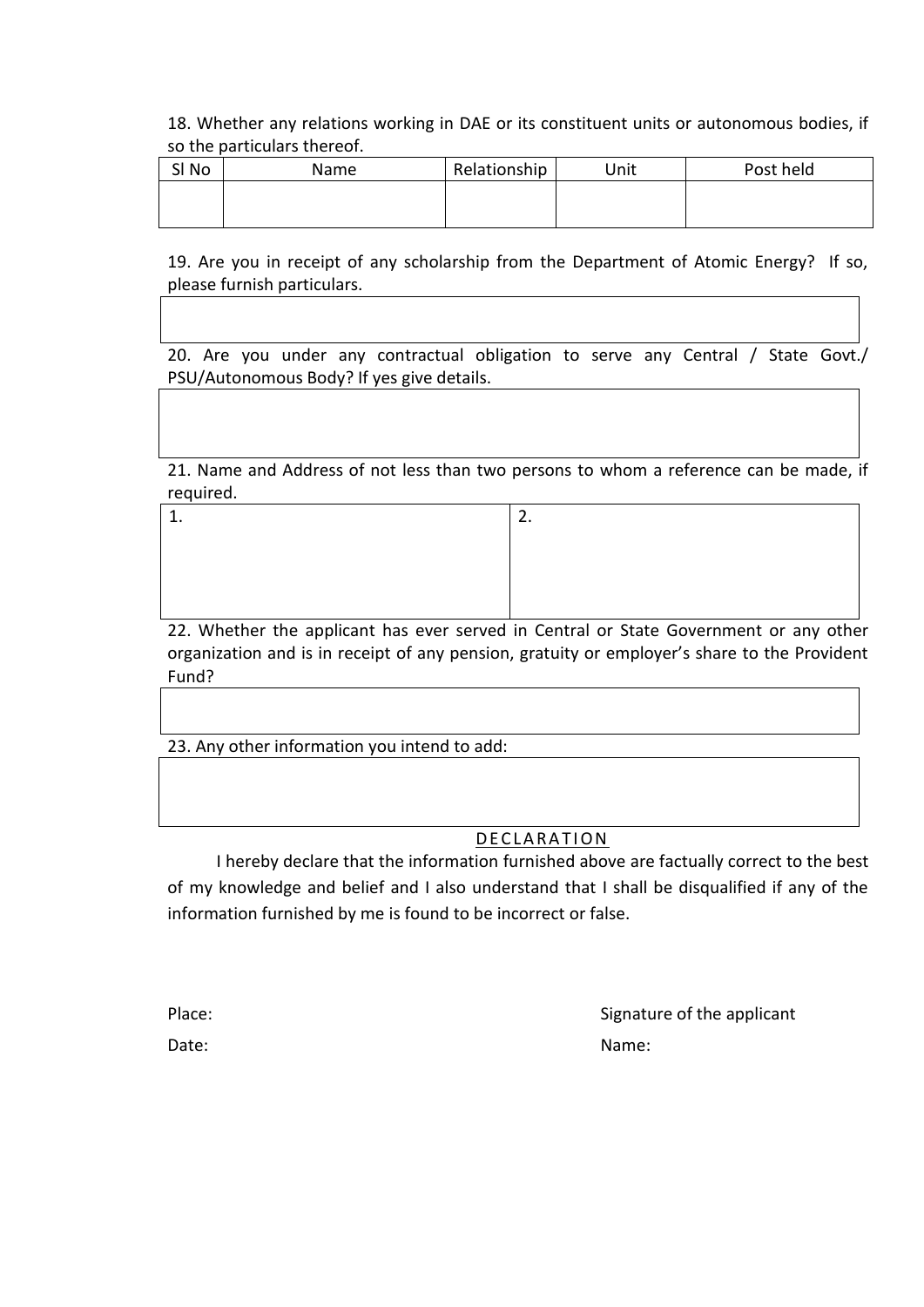18. Whether any relations working in DAE or its constituent units or autonomous bodies, if so the particulars thereof.

| Sl No | Name | Relationship | Unit | Post held |
|---|---|---|---|---|
| | | | | |

19. Are you in receipt of any scholarship from the Department of Atomic Energy? If so, please furnish particulars.

| |
|---|
| |

20. Are you under any contractual obligation to serve any Central / State Govt./ PSU/Autonomous Body? If yes give details.

| |
|---|
| |

21. Name and Address of not less than two persons to whom a reference can be made, if required.

| 1. | 2. |
|---|---|
| | |

22. Whether the applicant has ever served in Central or State Government or any other organization and is in receipt of any pension, gratuity or employer's share to the Provident Fund?

| |
|---|
| |

23. Any other information you intend to add:

| |
|---|
| |

## DECLARATION

I hereby declare that the information furnished above are factually correct to the best of my knowledge and belief and I also understand that I shall be disqualified if any of the information furnished by me is found to be incorrect or false.

Place: Signature of the applicant

Date: Name: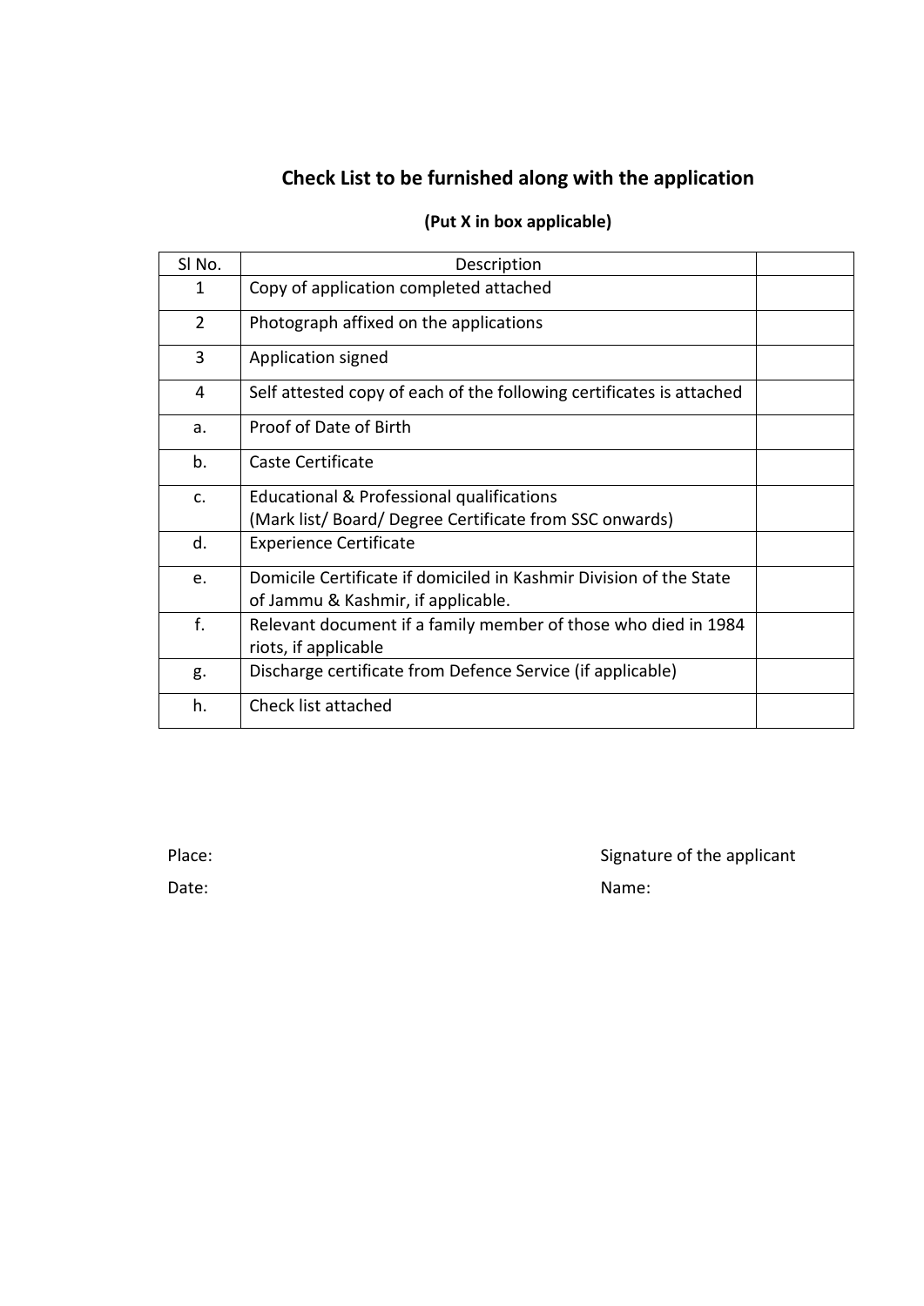## Check List to be furnished along with the application

**(Put X in box applicable)**

| Sl No. | Description | |
|---|---|---|
| 1 | Copy of application completed attached | |
| 2 | Photograph affixed on the applications | |
| 3 | Application signed | |
| 4 | Self attested copy of each of the following certificates is attached | |
| a. | Proof of Date of Birth | |
| b. | Caste Certificate | |
| c. | Educational & Professional qualifications<br>(Mark list/ Board/ Degree Certificate from SSC onwards) | |
| d. | Experience Certificate | |
| e. | Domicile Certificate if domiciled in Kashmir Division of the State of Jammu & Kashmir, if applicable. | |
| f. | Relevant document if a family member of those who died in 1984 riots, if applicable | |
| g. | Discharge certificate from Defence Service (if applicable) | |
| h. | Check list attached | |

Place:

Date:

Signature of the applicant

Name: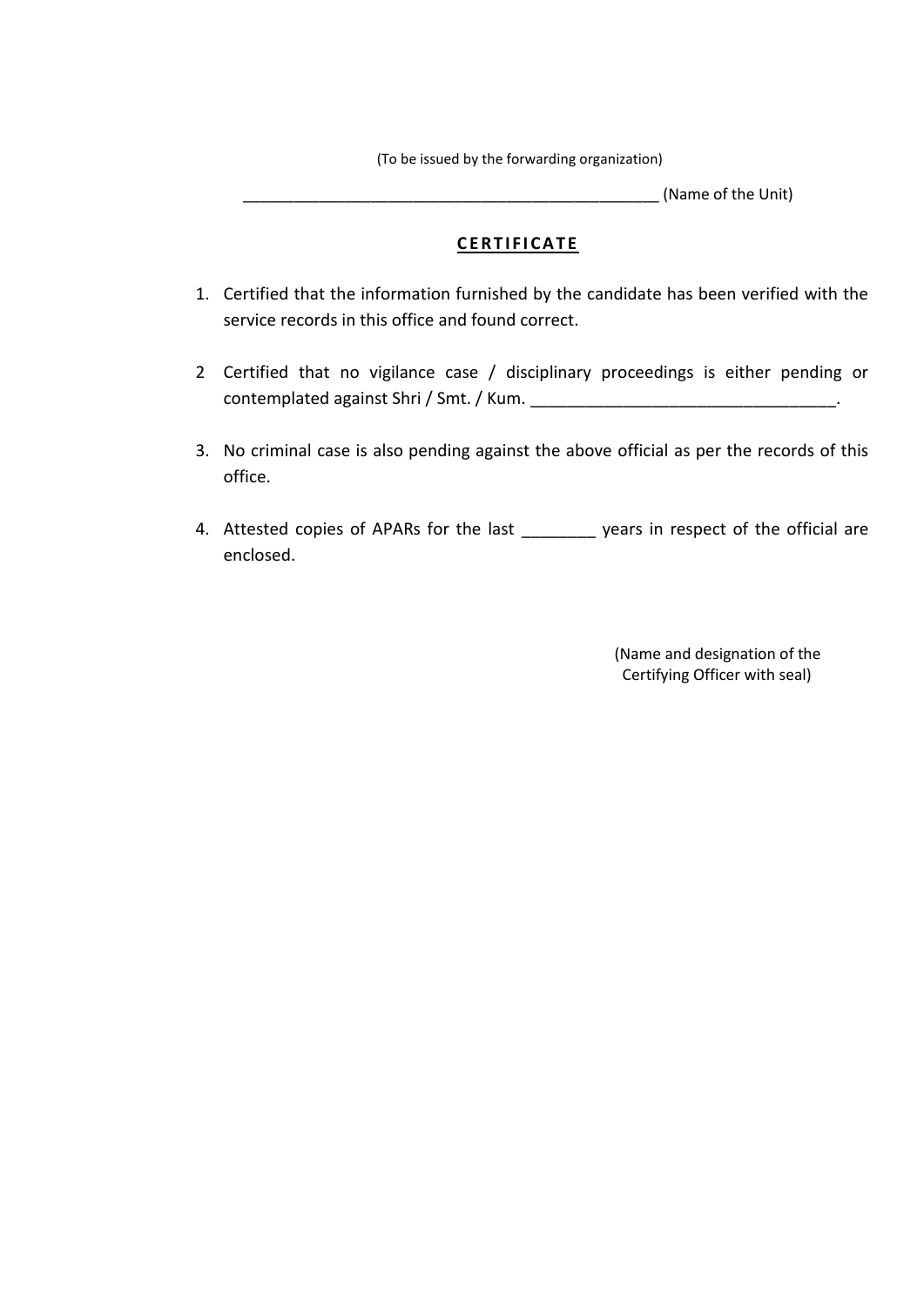(To be issued by the forwarding organization)

_________________________________________________ (Name of the Unit)

## CERTIFICATE

1. Certified that the information furnished by the candidate has been verified with the service records in this office and found correct.

2. Certified that no vigilance case / disciplinary proceedings is either pending or contemplated against Shri / Smt. / Kum. _________________________________.

3. No criminal case is also pending against the above official as per the records of this office.

4. Attested copies of APARs for the last ________ years in respect of the official are enclosed.

(Name and designation of the Certifying Officer with seal)